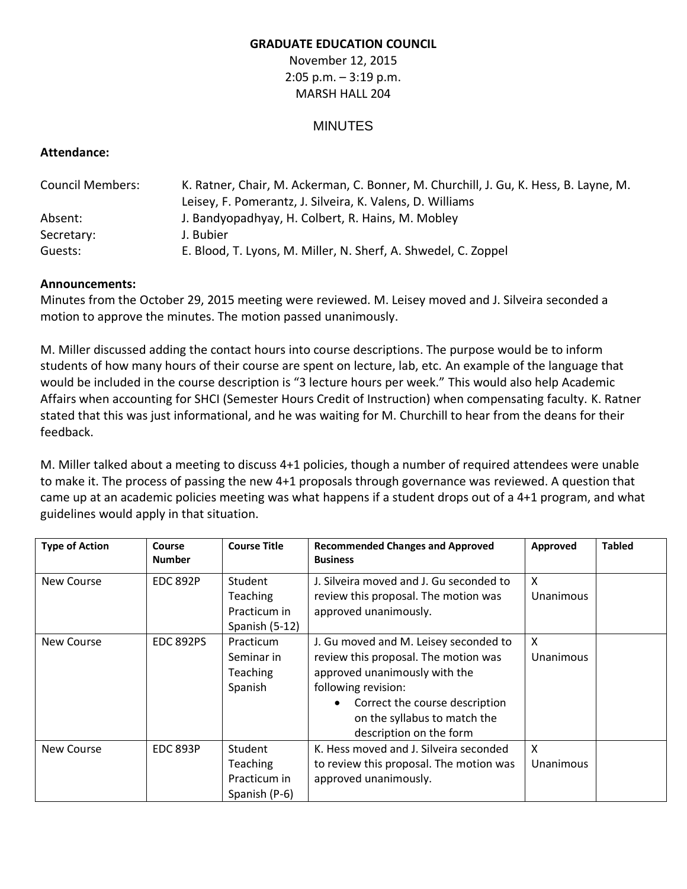# GRADUATE EDUCATION COUNCIL

November 12, 2015
2:05 p.m. – 3:19 p.m.
MARSH HALL 204

## MINUTES

**Attendance:**

| | |
|---|---|
| Council Members: | K. Ratner, Chair, M. Ackerman, C. Bonner, M. Churchill, J. Gu, K. Hess, B. Layne, M. Leisey, F. Pomerantz, J. Silveira, K. Valens, D. Williams |
| Absent: | J. Bandyopadhyay, H. Colbert, R. Hains, M. Mobley |
| Secretary: | J. Bubier |
| Guests: | E. Blood, T. Lyons, M. Miller, N. Sherf, A. Shwedel, C. Zoppel |

**Announcements:**

Minutes from the October 29, 2015 meeting were reviewed. M. Leisey moved and J. Silveira seconded a motion to approve the minutes. The motion passed unanimously.

M. Miller discussed adding the contact hours into course descriptions. The purpose would be to inform students of how many hours of their course are spent on lecture, lab, etc. An example of the language that would be included in the course description is "3 lecture hours per week." This would also help Academic Affairs when accounting for SHCI (Semester Hours Credit of Instruction) when compensating faculty. K. Ratner stated that this was just informational, and he was waiting for M. Churchill to hear from the deans for their feedback.

M. Miller talked about a meeting to discuss 4+1 policies, though a number of required attendees were unable to make it. The process of passing the new 4+1 proposals through governance was reviewed. A question that came up at an academic policies meeting was what happens if a student drops out of a 4+1 program, and what guidelines would apply in that situation.

| Type of Action | Course Number | Course Title | Recommended Changes and Approved Business | Approved | Tabled |
|---|---|---|---|---|---|
| New Course | EDC 892P | Student Teaching Practicum in Spanish (5-12) | J. Silveira moved and J. Gu seconded to review this proposal. The motion was approved unanimously. | X Unanimous | |
| New Course | EDC 892PS | Practicum Seminar in Teaching Spanish | J. Gu moved and M. Leisey seconded to review this proposal. The motion was approved unanimously with the following revision: <br>• Correct the course description on the syllabus to match the description on the form | X Unanimous | |
| New Course | EDC 893P | Student Teaching Practicum in Spanish (P-6) | K. Hess moved and J. Silveira seconded to review this proposal. The motion was approved unanimously. | X Unanimous | |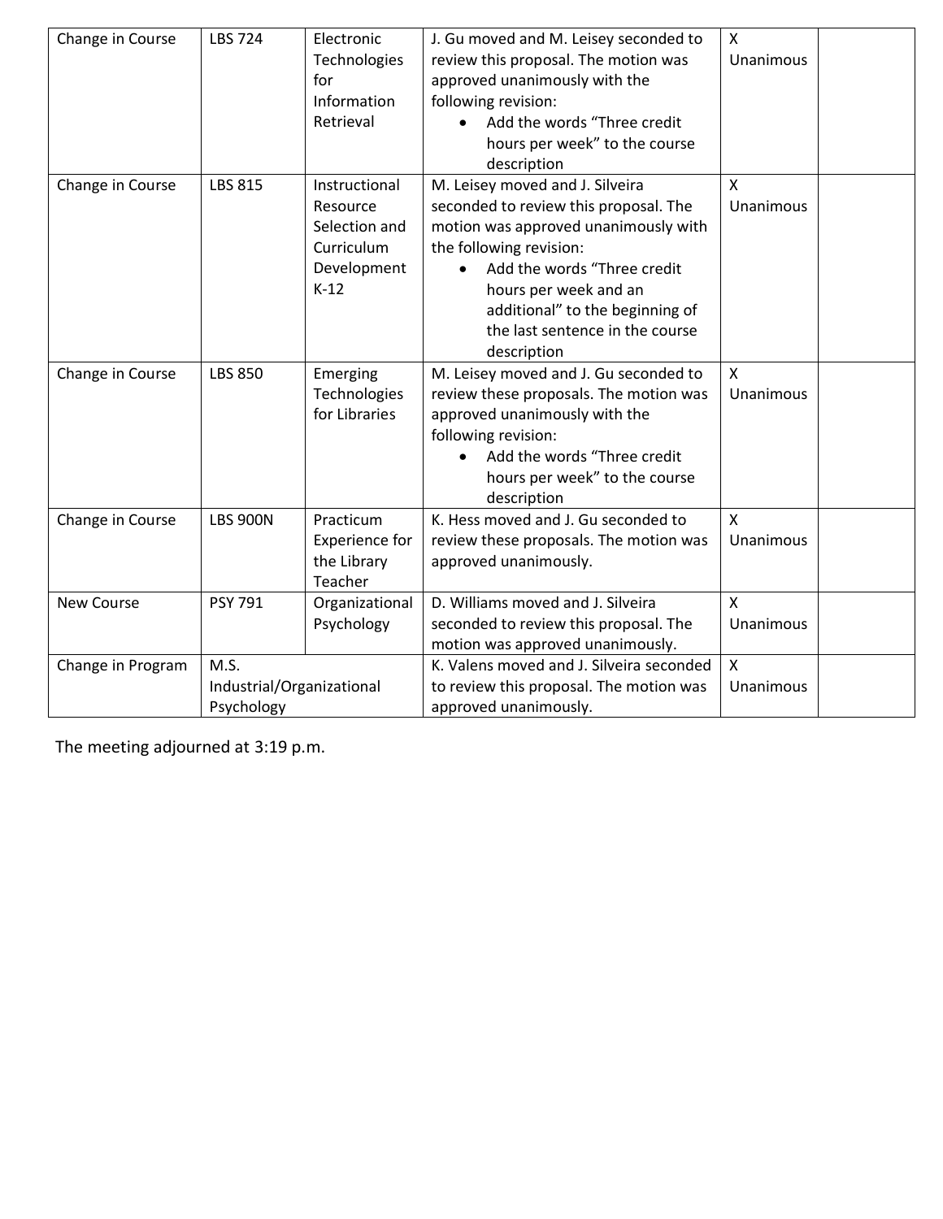| | | | | | |
|---|---|---|---|---|---|
| Change in Course | LBS 724 | Electronic Technologies for Information Retrieval | J. Gu moved and M. Leisey seconded to review this proposal. The motion was approved unanimously with the following revision: <br>• Add the words “Three credit hours per week” to the course description | X Unanimous | |
| Change in Course | LBS 815 | Instructional Resource Selection and Curriculum Development K-12 | M. Leisey moved and J. Silveira seconded to review this proposal. The motion was approved unanimously with the following revision: <br>• Add the words “Three credit hours per week and an additional” to the beginning of the last sentence in the course description | X Unanimous | |
| Change in Course | LBS 850 | Emerging Technologies for Libraries | M. Leisey moved and J. Gu seconded to review these proposals. The motion was approved unanimously with the following revision: <br>• Add the words “Three credit hours per week” to the course description | X Unanimous | |
| Change in Course | LBS 900N | Practicum Experience for the Library Teacher | K. Hess moved and J. Gu seconded to review these proposals. The motion was approved unanimously. | X Unanimous | |
| New Course | PSY 791 | Organizational Psychology | D. Williams moved and J. Silveira seconded to review this proposal. The motion was approved unanimously. | X Unanimous | |
| Change in Program | M.S. Industrial/Organizational Psychology | | K. Valens moved and J. Silveira seconded to review this proposal. The motion was approved unanimously. | X Unanimous | |

The meeting adjourned at 3:19 p.m.